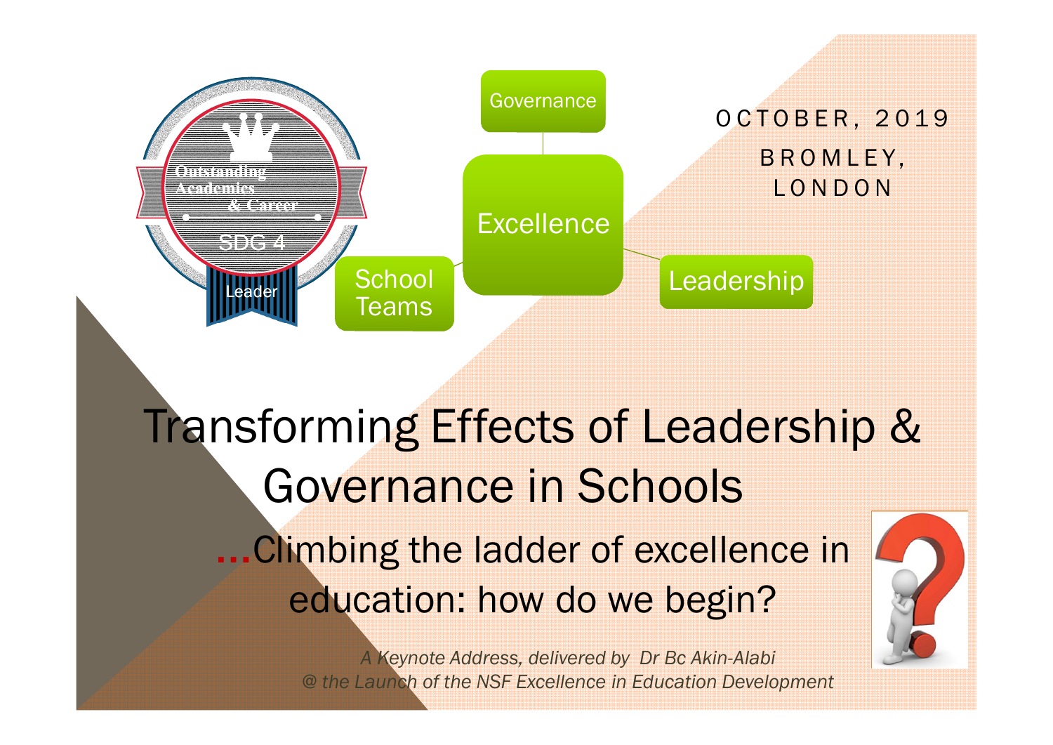Outstanding Academics & Career

SDG 4

Leader

Governance

Excellence

School Teams

Leadership

OCTOBER, 2019

BROMLEY, LONDON

# Transforming Effects of Leadership & Governance in Schools

## …Climbing the ladder of excellence in education: how do we begin?

*A Keynote Address, delivered by Dr Bc Akin-Alabi*
*@ the Launch of the NSF Excellence in Education Development*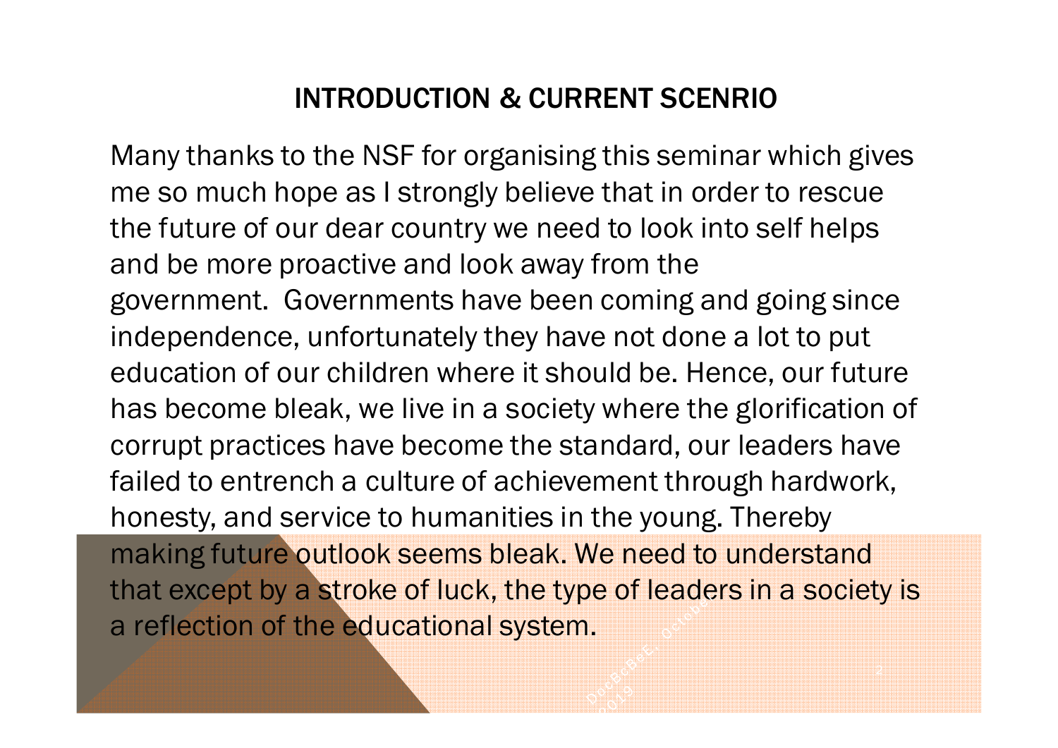## INTRODUCTION & CURRENT SCENRIO

Many thanks to the NSF for organising this seminar which gives me so much hope as I strongly believe that in order to rescue the future of our dear country we need to look into self helps and be more proactive and look away from the government. Governments have been coming and going since independence, unfortunately they have not done a lot to put education of our children where it should be. Hence, our future has become bleak, we live in a society where the glorification of corrupt practices have become the standard, our leaders have failed to entrench a culture of achievement through hardwork, honesty, and service to humanities in the young. Thereby making future outlook seems bleak. We need to understand that except by a stroke of luck, the type of leaders in a society is a reflection of the educational system.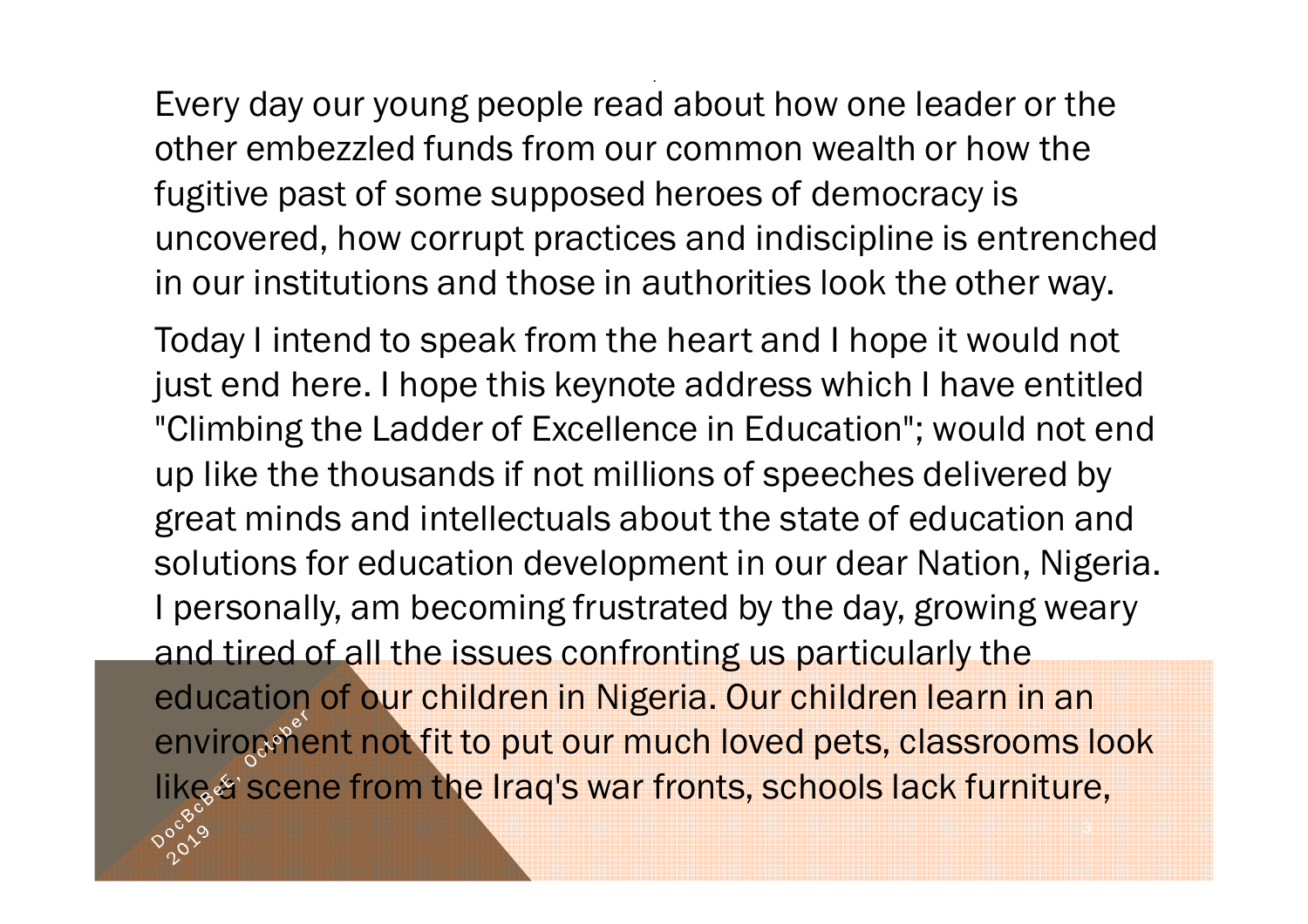Every day our young people read about how one leader or the other embezzled funds from our common wealth or how the fugitive past of some supposed heroes of democracy is uncovered, how corrupt practices and indiscipline is entrenched in our institutions and those in authorities look the other way.

Today I intend to speak from the heart and I hope it would not just end here. I hope this keynote address which I have entitled "Climbing the Ladder of Excellence in Education"; would not end up like the thousands if not millions of speeches delivered by great minds and intellectuals about the state of education and solutions for education development in our dear Nation, Nigeria. I personally, am becoming frustrated by the day, growing weary and tired of all the issues confronting us particularly the education of our children in Nigeria. Our children learn in an environment not fit to put our much loved pets, classrooms look like a scene from the Iraq's war fronts, schools lack furniture,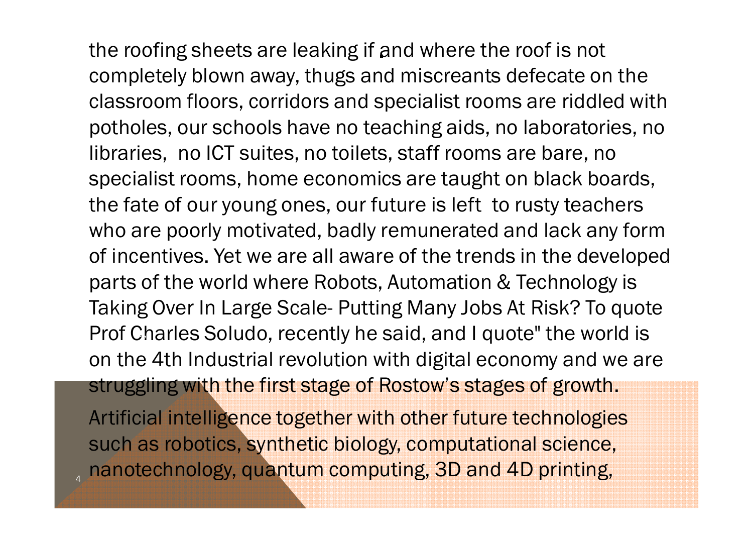the roofing sheets are leaking if and where the roof is not completely blown away, thugs and miscreants defecate on the classroom floors, corridors and specialist rooms are riddled with potholes, our schools have no teaching aids, no laboratories, no libraries, no ICT suites, no toilets, staff rooms are bare, no specialist rooms, home economics are taught on black boards, the fate of our young ones, our future is left to rusty teachers who are poorly motivated, badly remunerated and lack any form of incentives. Yet we are all aware of the trends in the developed parts of the world where Robots, Automation & Technology is Taking Over In Large Scale- Putting Many Jobs At Risk? To quote Prof Charles Soludo, recently he said, and I quote" the world is on the 4th Industrial revolution with digital economy and we are struggling with the first stage of Rostow's stages of growth.

Artificial intelligence together with other future technologies such as robotics, synthetic biology, computational science, nanotechnology, quantum computing, 3D and 4D printing,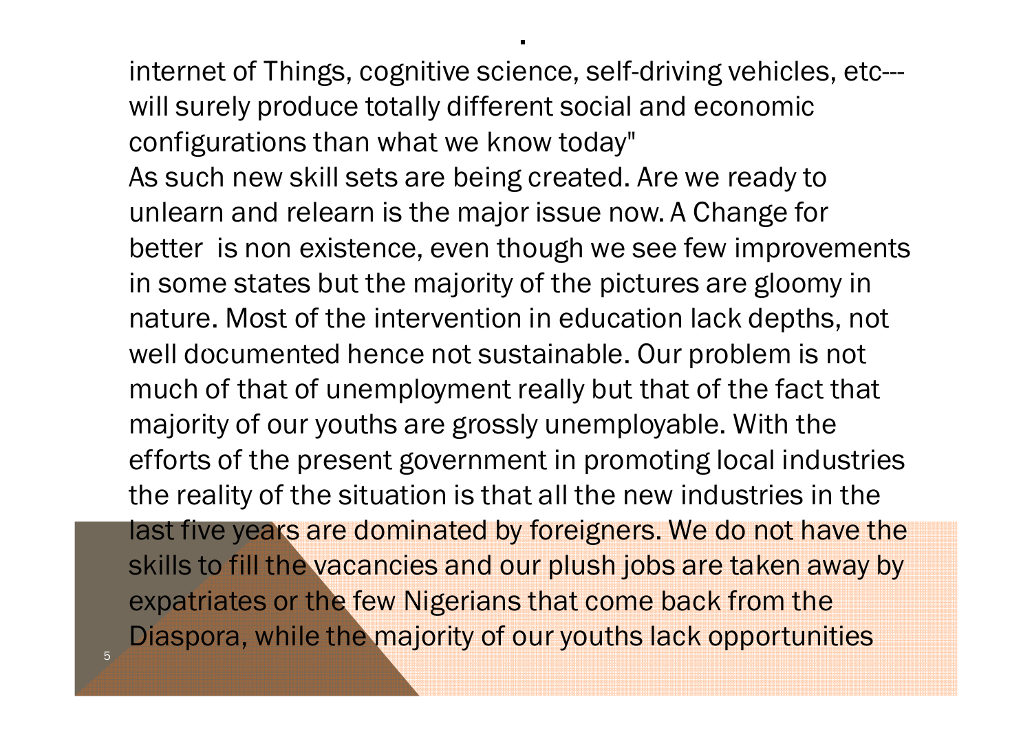internet of Things, cognitive science, self-driving vehicles, etc--- will surely produce totally different social and economic configurations than what we know today"

As such new skill sets are being created. Are we ready to unlearn and relearn is the major issue now. A Change for better is non existence, even though we see few improvements in some states but the majority of the pictures are gloomy in nature. Most of the intervention in education lack depths, not well documented hence not sustainable. Our problem is not much of that of unemployment really but that of the fact that majority of our youths are grossly unemployable. With the efforts of the present government in promoting local industries the reality of the situation is that all the new industries in the last five years are dominated by foreigners. We do not have the skills to fill the vacancies and our plush jobs are taken away by expatriates or the few Nigerians that come back from the Diaspora, while the majority of our youths lack opportunities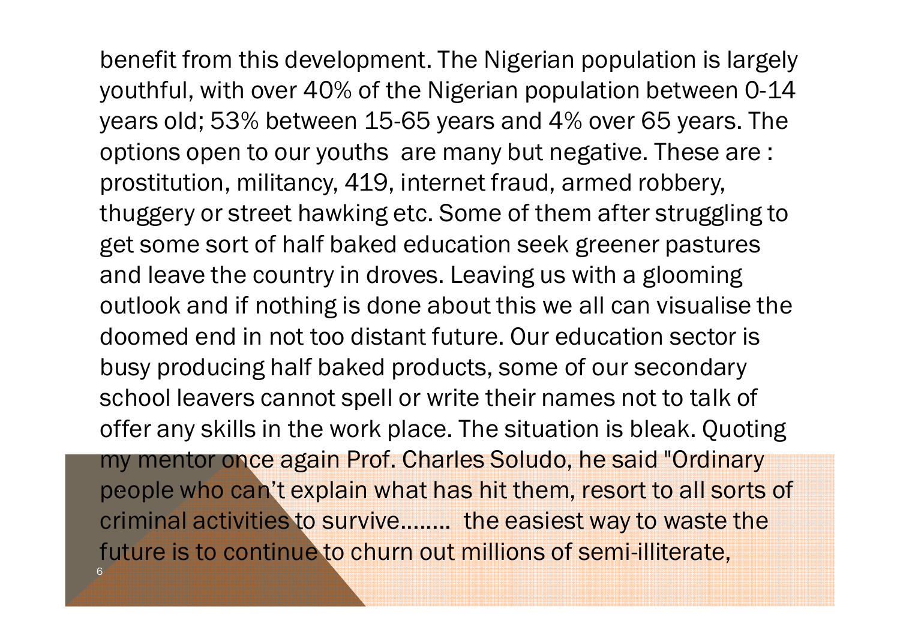benefit from this development. The Nigerian population is largely youthful, with over 40% of the Nigerian population between 0-14 years old; 53% between 15-65 years and 4% over 65 years. The options open to our youths  are many but negative. These are : prostitution, militancy, 419, internet fraud, armed robbery, thuggery or street hawking etc. Some of them after struggling to get some sort of half baked education seek greener pastures and leave the country in droves. Leaving us with a glooming outlook and if nothing is done about this we all can visualise the doomed end in not too distant future. Our education sector is busy producing half baked products, some of our secondary school leavers cannot spell or write their names not to talk of offer any skills in the work place. The situation is bleak. Quoting my mentor once again Prof. Charles Soludo, he said "Ordinary people who can't explain what has hit them, resort to all sorts of criminal activities to survive........  the easiest way to waste the future is to continue to churn out millions of semi-illiterate,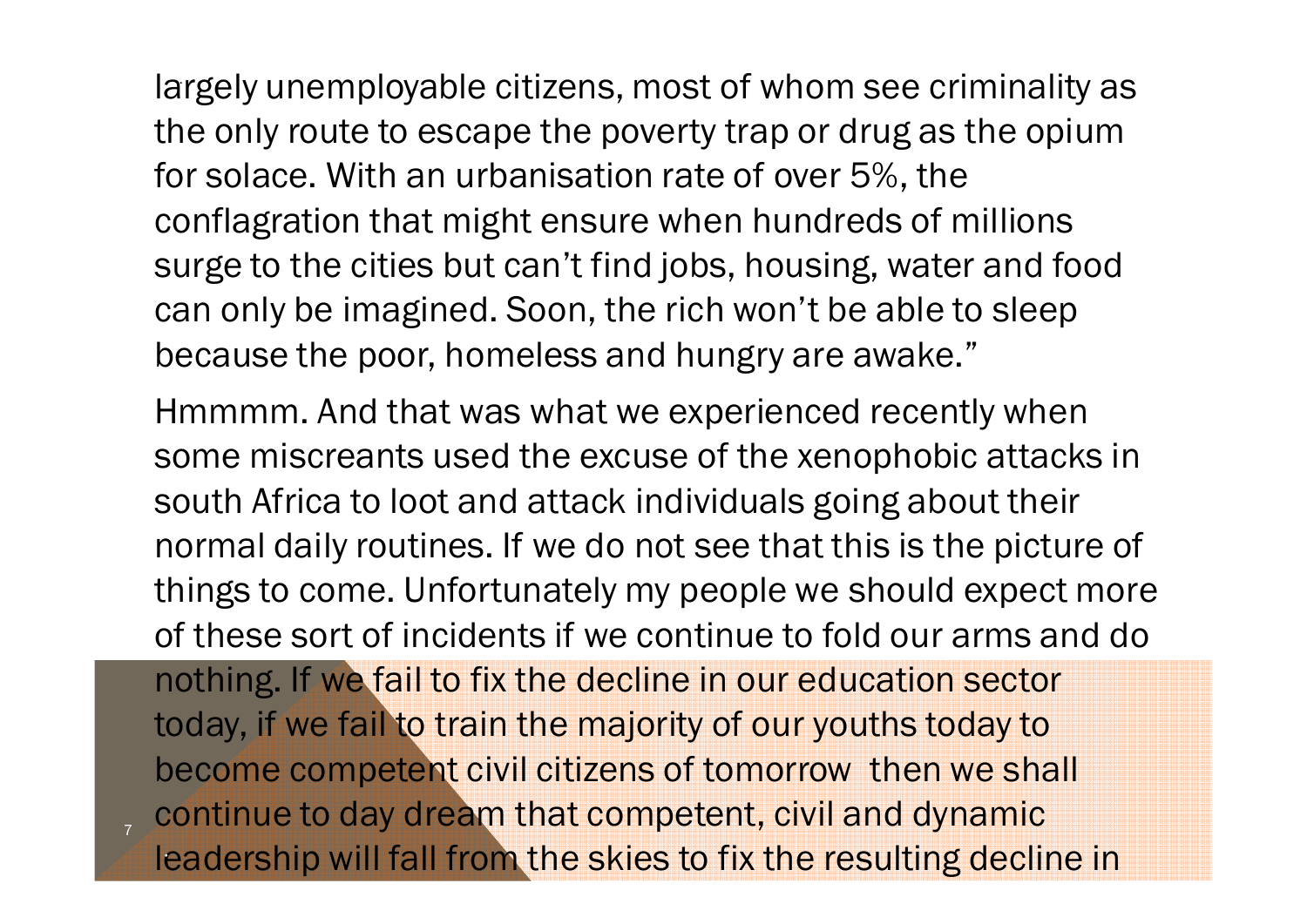largely unemployable citizens, most of whom see criminality as the only route to escape the poverty trap or drug as the opium for solace. With an urbanisation rate of over 5%, the conflagration that might ensure when hundreds of millions surge to the cities but can't find jobs, housing, water and food can only be imagined. Soon, the rich won't be able to sleep because the poor, homeless and hungry are awake."

Hmmmm. And that was what we experienced recently when some miscreants used the excuse of the xenophobic attacks in south Africa to loot and attack individuals going about their normal daily routines. If we do not see that this is the picture of things to come. Unfortunately my people we should expect more of these sort of incidents if we continue to fold our arms and do nothing. If we fail to fix the decline in our education sector today, if we fail to train the majority of our youths today to become competent civil citizens of tomorrow then we shall continue to day dream that competent, civil and dynamic leadership will fall from the skies to fix the resulting decline in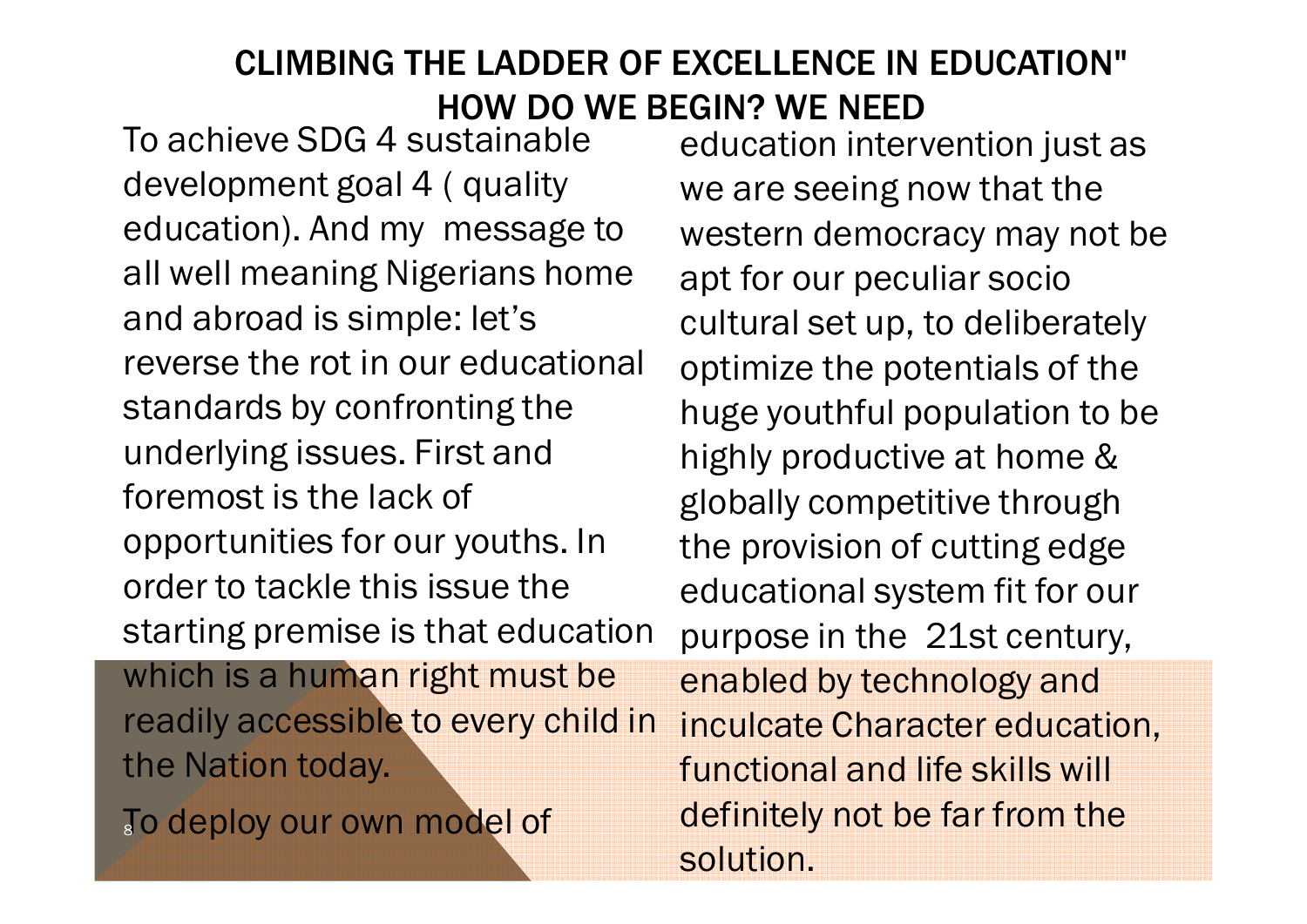# CLIMBING THE LADDER OF EXCELLENCE IN EDUCATION" HOW DO WE BEGIN? WE NEED

To achieve SDG 4 sustainable development goal 4 ( quality education). And my message to all well meaning Nigerians home and abroad is simple: let's reverse the rot in our educational standards by confronting the underlying issues. First and foremost is the lack of opportunities for our youths. In order to tackle this issue the starting premise is that education which is a human right must be readily accessible to every child in the Nation today.

To deploy our own model of education intervention just as we are seeing now that the western democracy may not be apt for our peculiar socio cultural set up, to deliberately optimize the potentials of the huge youthful population to be highly productive at home & globally competitive through the provision of cutting edge educational system fit for our purpose in the 21st century, enabled by technology and inculcate Character education, functional and life skills will definitely not be far from the solution.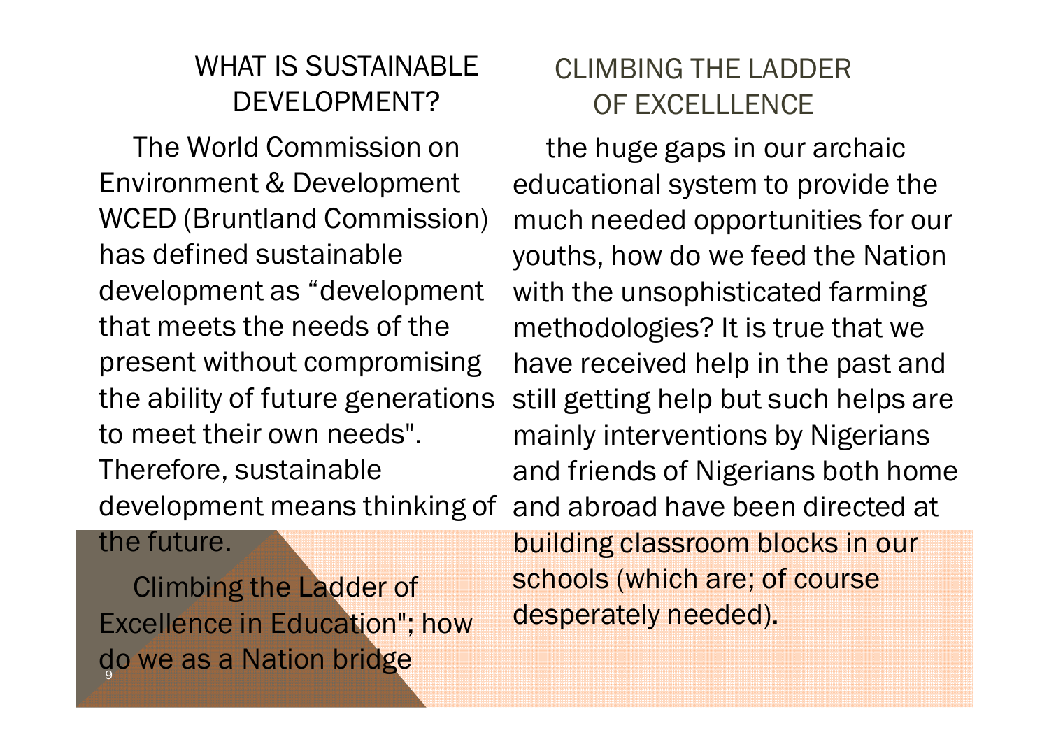## WHAT IS SUSTAINABLE DEVELOPMENT?

The World Commission on Environment & Development WCED (Bruntland Commission) has defined sustainable development as "development that meets the needs of the present without compromising the ability of future generations to meet their own needs". Therefore, sustainable development means thinking of the future.

Climbing the Ladder of Excellence in Education"; how do we as a Nation bridge

## CLIMBING THE LADDER OF EXCELLLENCE

the huge gaps in our archaic educational system to provide the much needed opportunities for our youths, how do we feed the Nation with the unsophisticated farming methodologies? It is true that we have received help in the past and still getting help but such helps are mainly interventions by Nigerians and friends of Nigerians both home and abroad have been directed at building classroom blocks in our schools (which are; of course desperately needed).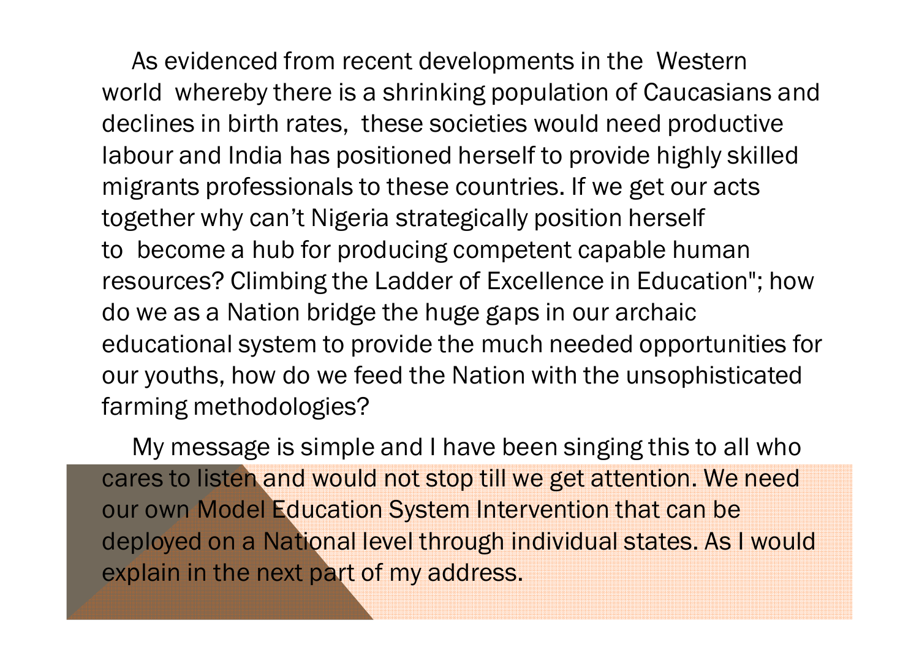As evidenced from recent developments in the Western world whereby there is a shrinking population of Caucasians and declines in birth rates, these societies would need productive labour and India has positioned herself to provide highly skilled migrants professionals to these countries. If we get our acts together why can't Nigeria strategically position herself to become a hub for producing competent capable human resources? Climbing the Ladder of Excellence in Education"; how do we as a Nation bridge the huge gaps in our archaic educational system to provide the much needed opportunities for our youths, how do we feed the Nation with the unsophisticated farming methodologies?

My message is simple and I have been singing this to all who cares to listen and would not stop till we get attention. We need our own Model Education System Intervention that can be deployed on a National level through individual states. As I would explain in the next part of my address.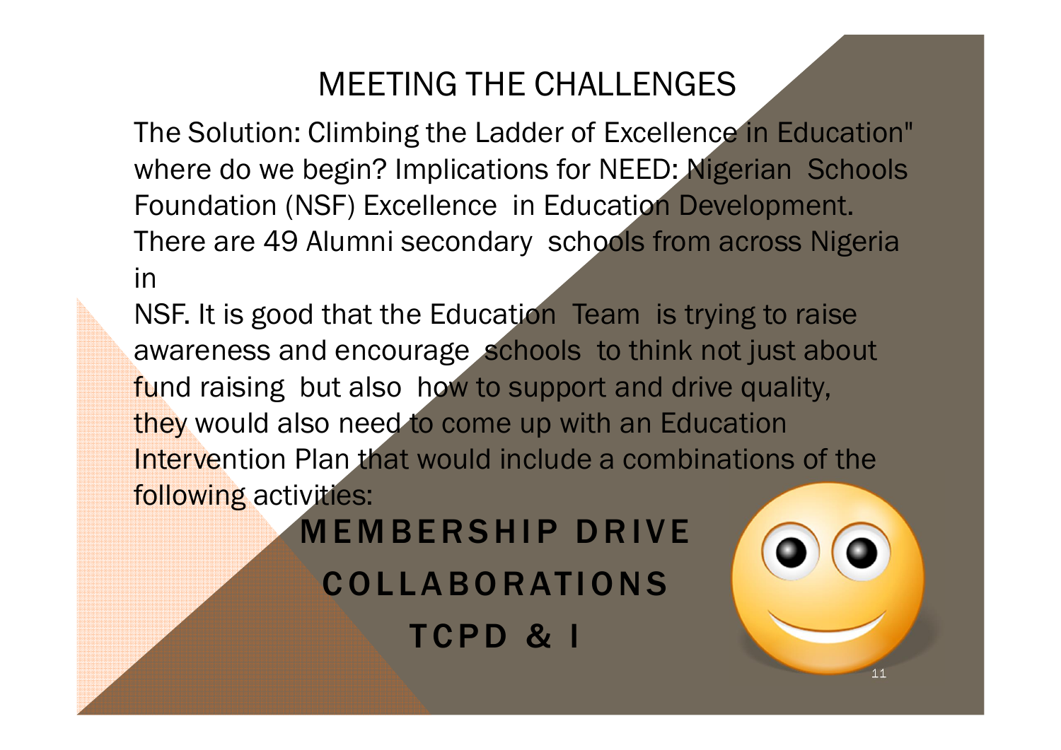# MEETING THE CHALLENGES

The Solution: Climbing the Ladder of Excellence in Education" where do we begin? Implications for NEED: Nigerian Schools Foundation (NSF) Excellence in Education Development. There are 49 Alumni secondary schools from across Nigeria in NSF. It is good that the Education Team is trying to raise awareness and encourage schools to think not just about fund raising but also how to support and drive quality, they would also need to come up with an Education Intervention Plan that would include a combinations of the following activities:

**MEMBERSHIP DRIVE**

**COLLABORATIONS**

**TCPD & I**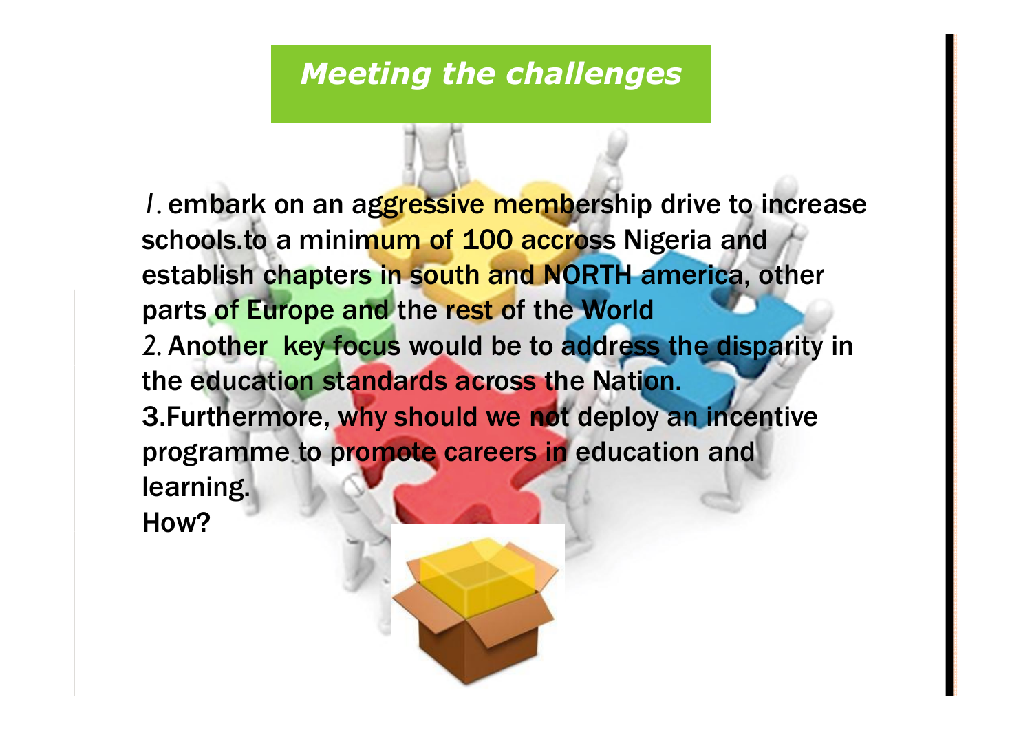## *Meeting the challenges*

*1.* embark on an aggressive membership drive to increase schools.to a minimum of 100 accross Nigeria and establish chapters in south and NORTH america, other parts of Europe and the rest of the World

*2.* Another key focus would be to address the disparity in the education standards across the Nation.

3.Furthermore, why should we not deploy an incentive programme to promote careers in education and learning.

How?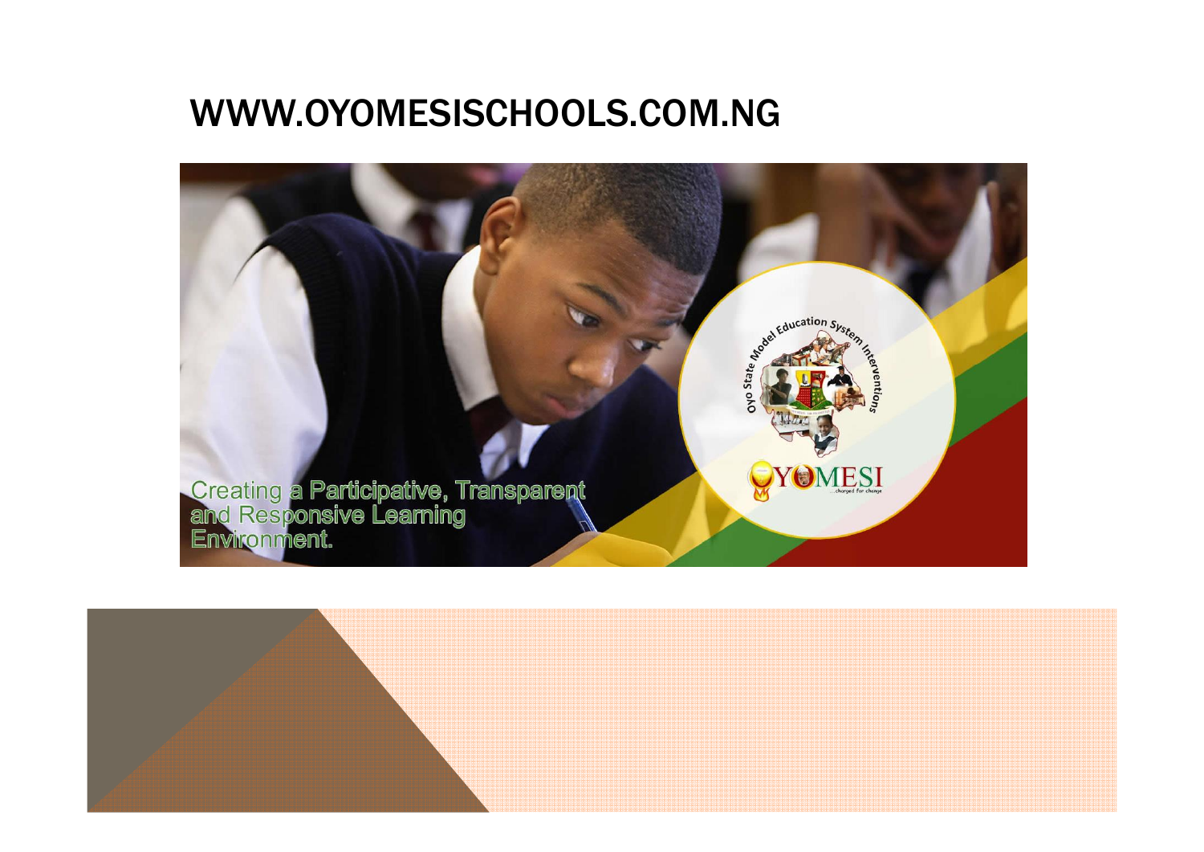# WWW.OYOMESISCHOOLS.COM.NG

Creating a Participative, Transparent and Responsive Learning Environment.

Oyo State Model Education System Interventions

OYOMESI ...charged for change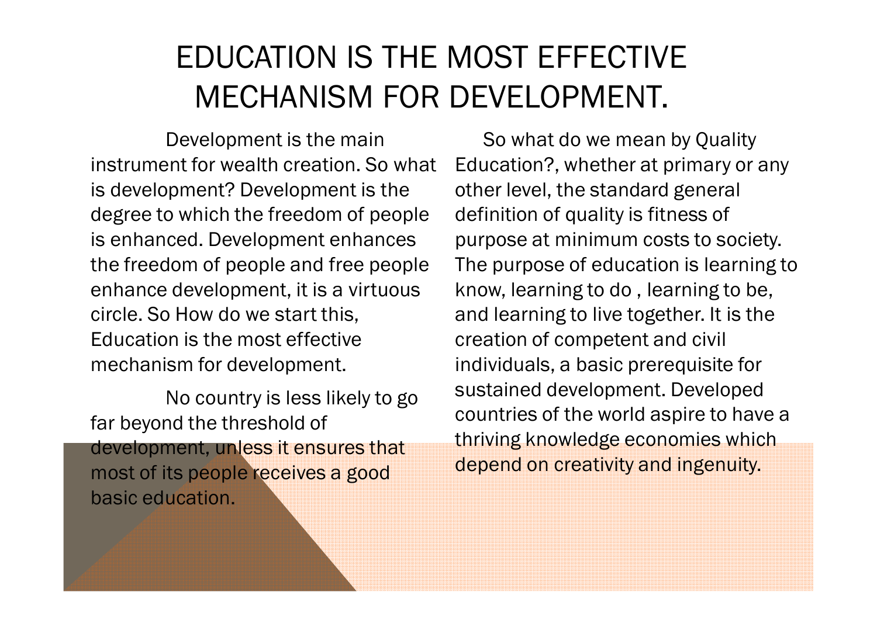# EDUCATION IS THE MOST EFFECTIVE MECHANISM FOR DEVELOPMENT.

Development is the main instrument for wealth creation. So what is development? Development is the degree to which the freedom of people is enhanced. Development enhances the freedom of people and free people enhance development, it is a virtuous circle. So How do we start this, Education is the most effective mechanism for development.

No country is less likely to go far beyond the threshold of development, unless it ensures that most of its people receives a good basic education.

So what do we mean by Quality Education?, whether at primary or any other level, the standard general definition of quality is fitness of purpose at minimum costs to society. The purpose of education is learning to know, learning to do , learning to be, and learning to live together. It is the creation of competent and civil individuals, a basic prerequisite for sustained development. Developed countries of the world aspire to have a thriving knowledge economies which depend on creativity and ingenuity.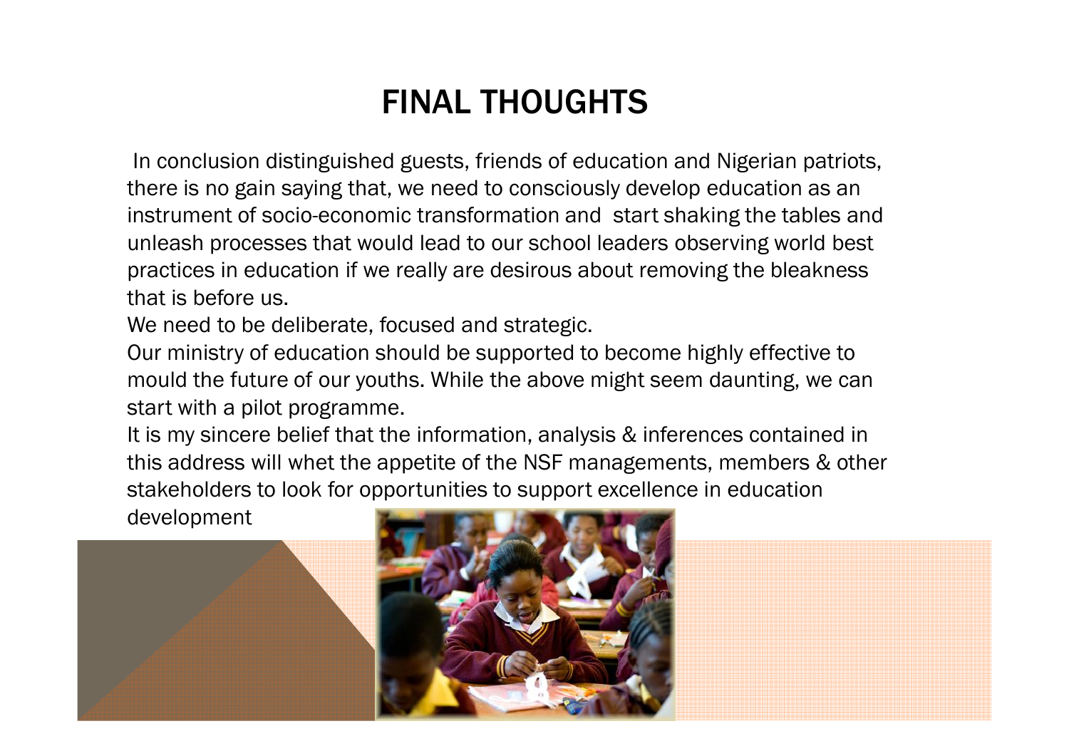# FINAL THOUGHTS

In conclusion distinguished guests, friends of education and Nigerian patriots, there is no gain saying that, we need to consciously develop education as an instrument of socio-economic transformation and start shaking the tables and unleash processes that would lead to our school leaders observing world best practices in education if we really are desirous about removing the bleakness that is before us.

We need to be deliberate, focused and strategic.

Our ministry of education should be supported to become highly effective to mould the future of our youths. While the above might seem daunting, we can start with a pilot programme.

It is my sincere belief that the information, analysis & inferences contained in this address will whet the appetite of the NSF managements, members & other stakeholders to look for opportunities to support excellence in education development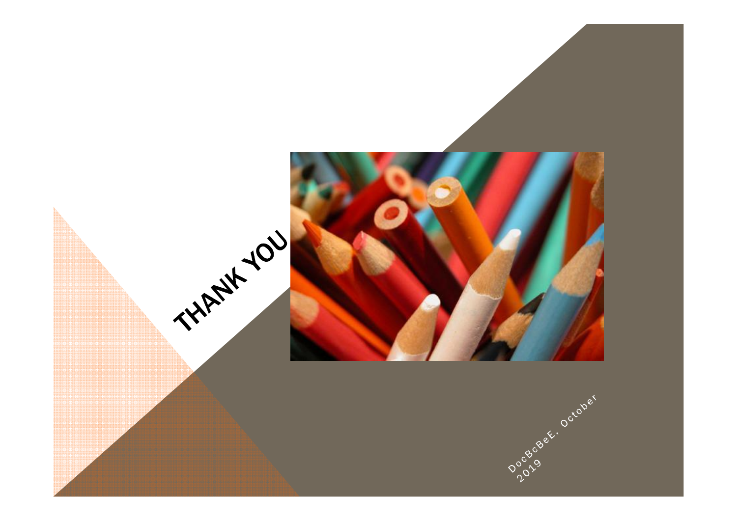# THANK YOU

DocBcBeE, October 2019